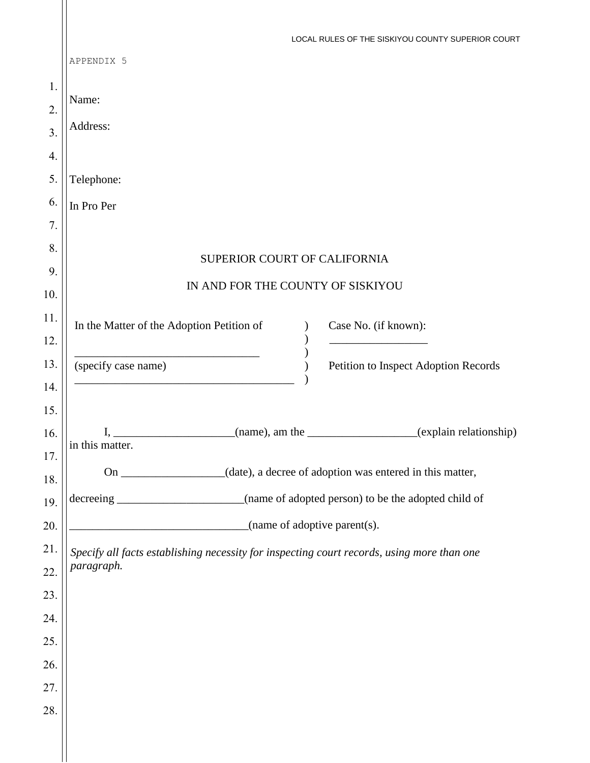APPENDIX 5

Name:

Address:

Telephone:

In Pro Per

SUPERIOR COURT OF CALIFORNIA

IN AND FOR THE COUNTY OF SISKIYOU

| | | |
|---|---|---|
| In the Matter of the Adoption Petition of | ) | Case No. (if known): |
| | ) | _________________ |
| _________________________________ | ) | |
| (specify case name) | ) | Petition to Inspect Adoption Records |
| ________________________________________ | ) | |

I, _____________________(name), am the ___________________(explain relationship) in this matter.

On __________________(date), a decree of adoption was entered in this matter,

decreeing ______________________(name of adopted person) to be the adopted child of

_______________________________(name of adoptive parent(s).

*Specify all facts establishing necessity for inspecting court records, using more than one paragraph.*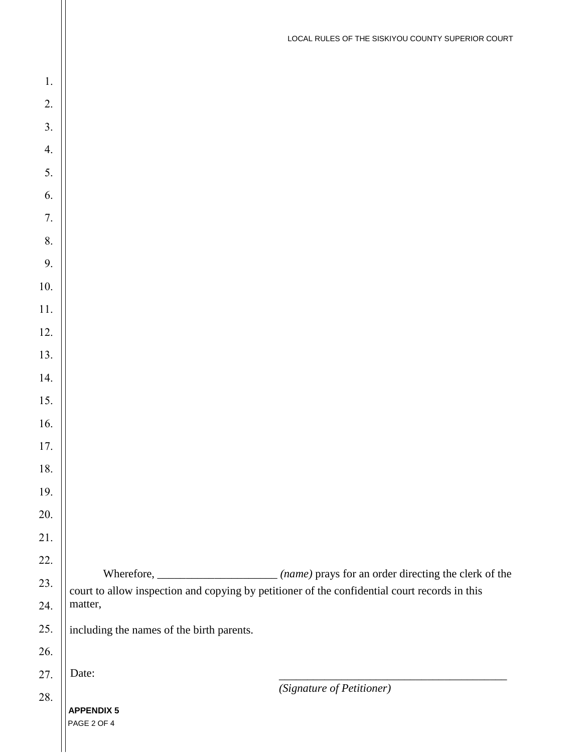Wherefore, _____________________ *(name)* prays for an order directing the clerk of the court to allow inspection and copying by petitioner of the confidential court records in this matter,

including the names of the birth parents.

Date: _________________________________________

*(Signature of Petitioner)*

**APPENDIX 5**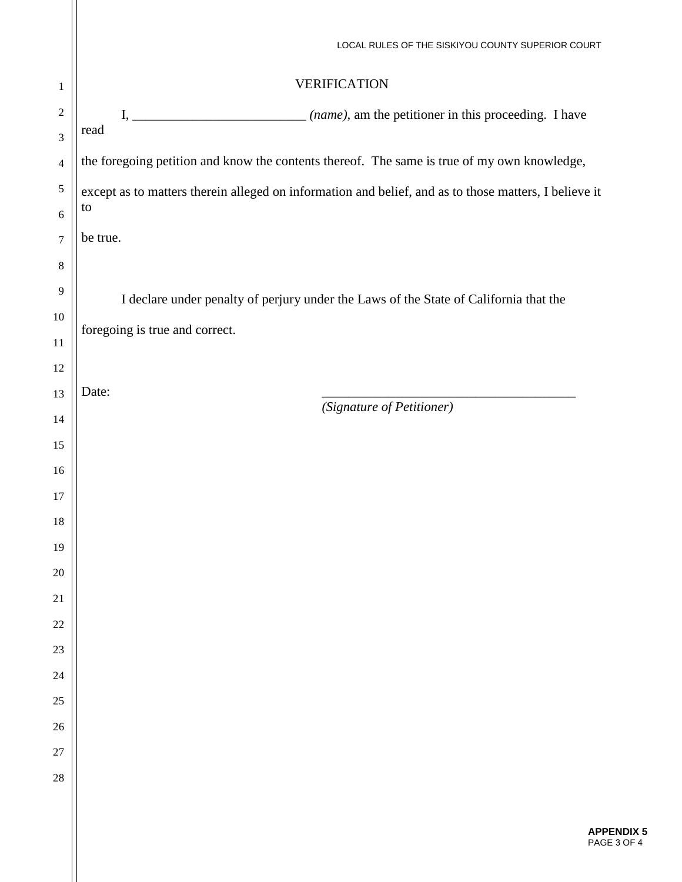## VERIFICATION

I, _________________________ *(name)*, am the petitioner in this proceeding. I have read the foregoing petition and know the contents thereof. The same is true of my own knowledge, except as to matters therein alleged on information and belief, and as to those matters, I believe it to be true.

I declare under penalty of perjury under the Laws of the State of California that the foregoing is true and correct.

Date: ______________________________________

*(Signature of Petitioner)*

**APPENDIX 5**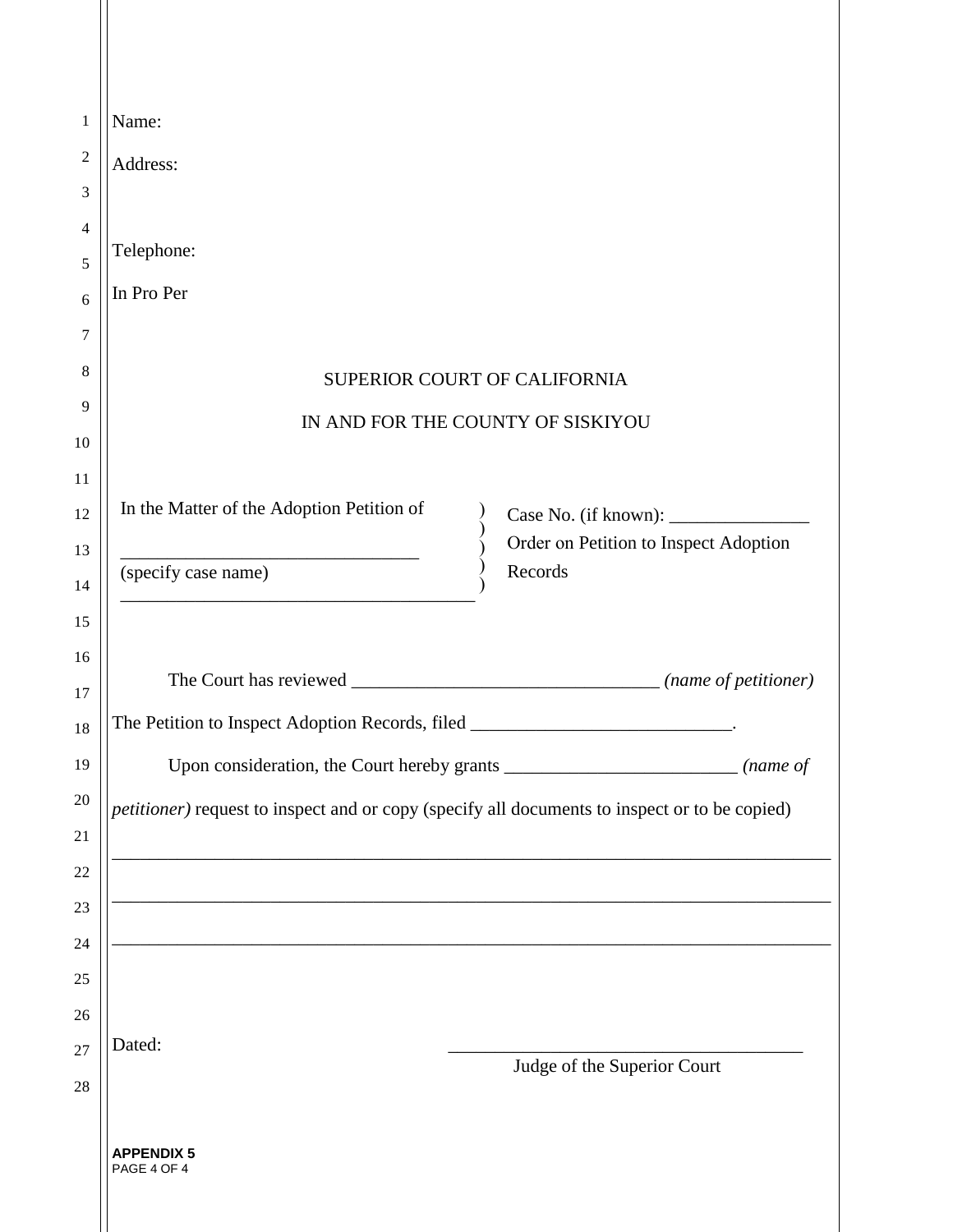Name:

Address:

Telephone:

In Pro Per

SUPERIOR COURT OF CALIFORNIA

IN AND FOR THE COUNTY OF SISKIYOU

| | |
|---|---|
| In the Matter of the Adoption Petition of<br><br>________________________________<br>(specify case name) | Case No. (if known): _______________<br>Order on Petition to Inspect Adoption Records |

The Court has reviewed ________________________________ *(name of petitioner)*

The Petition to Inspect Adoption Records, filed ___________________________.

Upon consideration, the Court hereby grants ________________________ *(name of petitioner)* request to inspect and or copy (specify all documents to inspect or to be copied)

_______________________________________________________________________________

_______________________________________________________________________________

_______________________________________________________________________________

Dated: ______________________________________

Judge of the Superior Court

**APPENDIX 5**